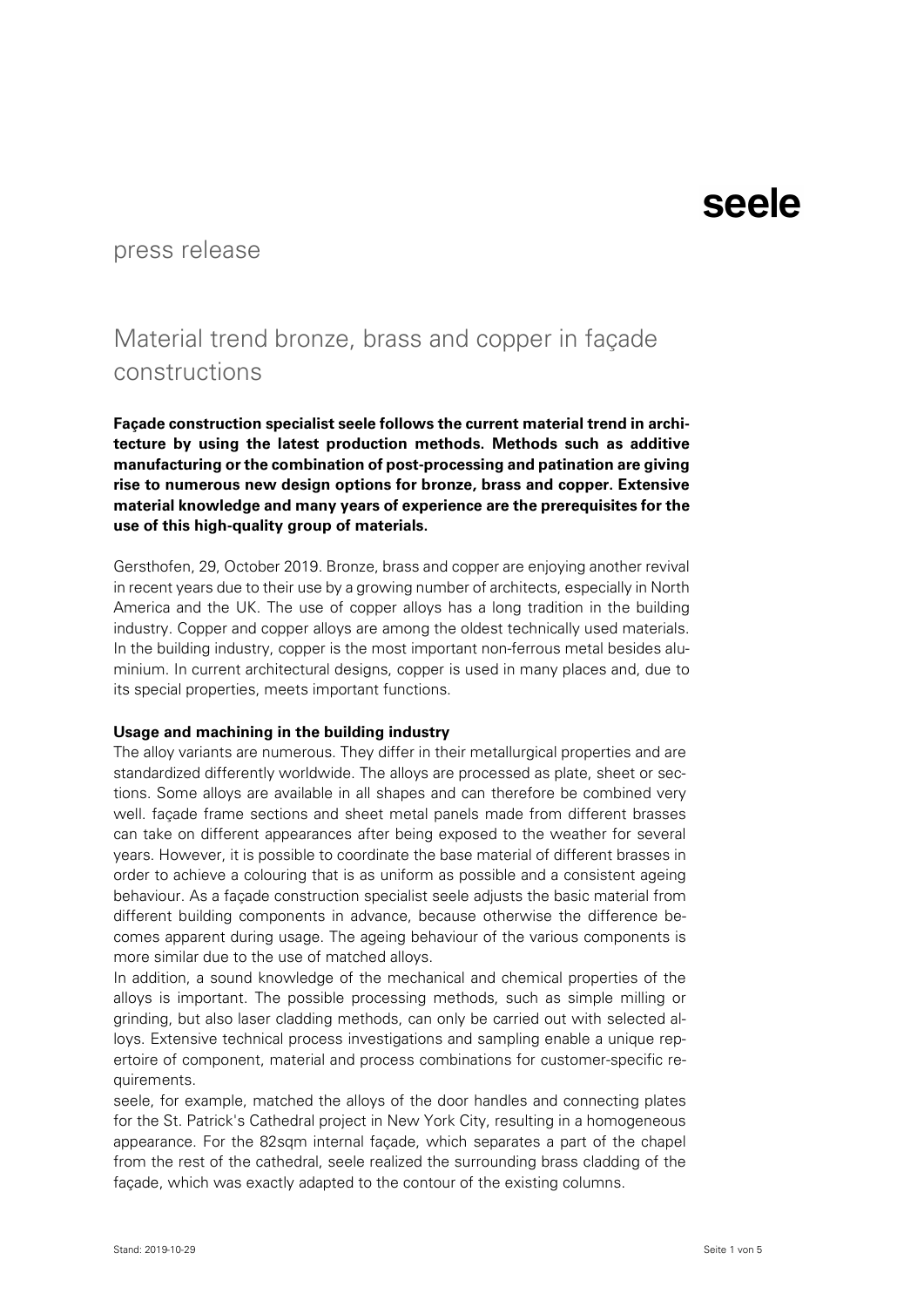seele

press release

# Material trend bronze, brass and copper in façade constructions

**Façade construction specialist seele follows the current material trend in architecture by using the latest production methods. Methods such as additive manufacturing or the combination of post-processing and patination are giving rise to numerous new design options for bronze, brass and copper. Extensive material knowledge and many years of experience are the prerequisites for the use of this high-quality group of materials.**

Gersthofen, 29, October 2019. Bronze, brass and copper are enjoying another revival in recent years due to their use by a growing number of architects, especially in North America and the UK. The use of copper alloys has a long tradition in the building industry. Copper and copper alloys are among the oldest technically used materials. In the building industry, copper is the most important non-ferrous metal besides aluminium. In current architectural designs, copper is used in many places and, due to its special properties, meets important functions.

**Usage and machining in the building industry**

The alloy variants are numerous. They differ in their metallurgical properties and are standardized differently worldwide. The alloys are processed as plate, sheet or sections. Some alloys are available in all shapes and can therefore be combined very well. façade frame sections and sheet metal panels made from different brasses can take on different appearances after being exposed to the weather for several years. However, it is possible to coordinate the base material of different brasses in order to achieve a colouring that is as uniform as possible and a consistent ageing behaviour. As a façade construction specialist seele adjusts the basic material from different building components in advance, because otherwise the difference becomes apparent during usage. The ageing behaviour of the various components is more similar due to the use of matched alloys.

In addition, a sound knowledge of the mechanical and chemical properties of the alloys is important. The possible processing methods, such as simple milling or grinding, but also laser cladding methods, can only be carried out with selected alloys. Extensive technical process investigations and sampling enable a unique repertoire of component, material and process combinations for customer-specific requirements.

seele, for example, matched the alloys of the door handles and connecting plates for the St. Patrick's Cathedral project in New York City, resulting in a homogeneous appearance. For the 82sqm internal façade, which separates a part of the chapel from the rest of the cathedral, seele realized the surrounding brass cladding of the façade, which was exactly adapted to the contour of the existing columns.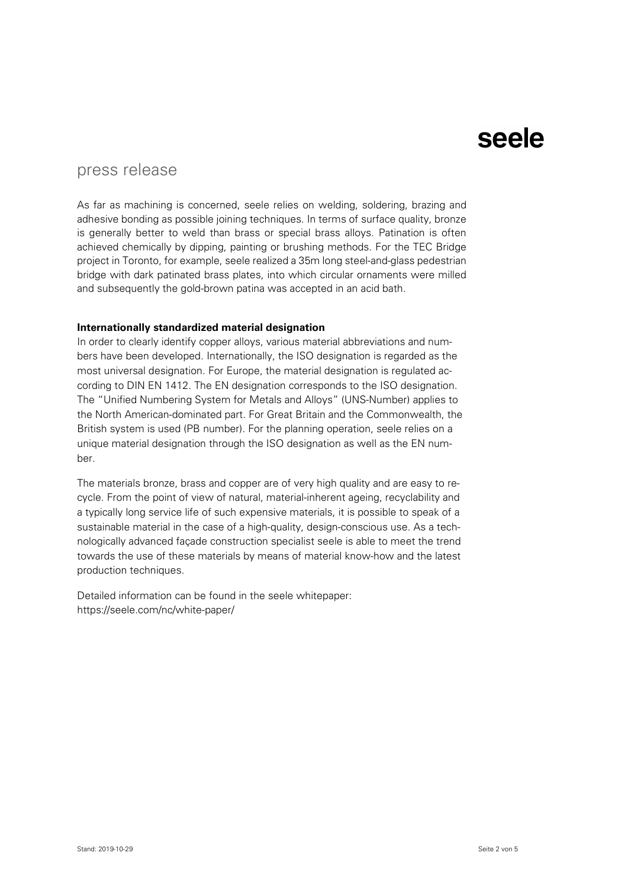press release

As far as machining is concerned, seele relies on welding, soldering, brazing and adhesive bonding as possible joining techniques. In terms of surface quality, bronze is generally better to weld than brass or special brass alloys. Patination is often achieved chemically by dipping, painting or brushing methods. For the TEC Bridge project in Toronto, for example, seele realized a 35m long steel-and-glass pedestrian bridge with dark patinated brass plates, into which circular ornaments were milled and subsequently the gold-brown patina was accepted in an acid bath.

**Internationally standardized material designation**

In order to clearly identify copper alloys, various material abbreviations and numbers have been developed. Internationally, the ISO designation is regarded as the most universal designation. For Europe, the material designation is regulated according to DIN EN 1412. The EN designation corresponds to the ISO designation. The "Unified Numbering System for Metals and Alloys" (UNS-Number) applies to the North American-dominated part. For Great Britain and the Commonwealth, the British system is used (PB number). For the planning operation, seele relies on a unique material designation through the ISO designation as well as the EN number.

The materials bronze, brass and copper are of very high quality and are easy to recycle. From the point of view of natural, material-inherent ageing, recyclability and a typically long service life of such expensive materials, it is possible to speak of a sustainable material in the case of a high-quality, design-conscious use. As a technologically advanced façade construction specialist seele is able to meet the trend towards the use of these materials by means of material know-how and the latest production techniques.

Detailed information can be found in the seele whitepaper:
https://seele.com/nc/white-paper/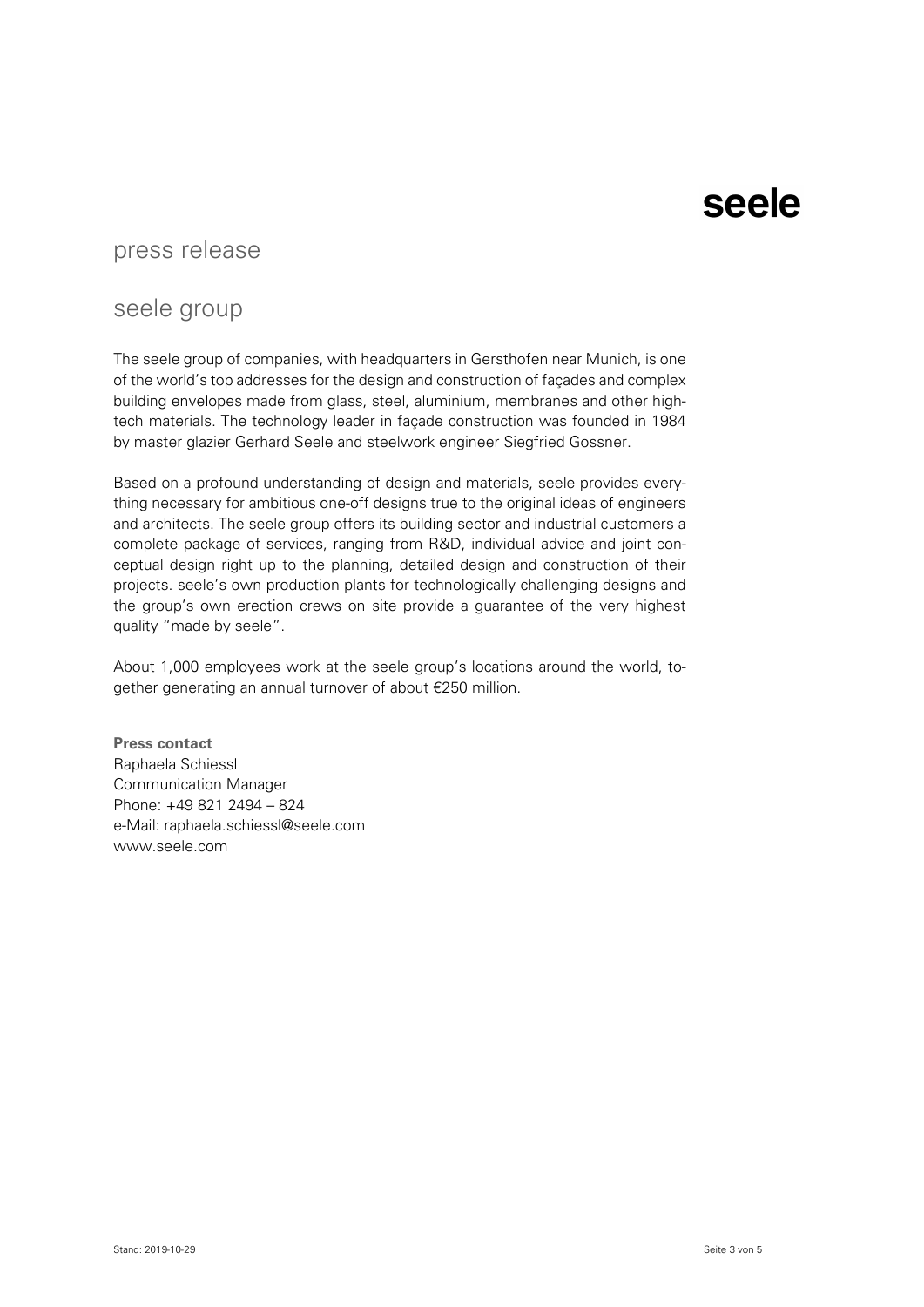seele

press release

## seele group

The seele group of companies, with headquarters in Gersthofen near Munich, is one of the world's top addresses for the design and construction of façades and complex building envelopes made from glass, steel, aluminium, membranes and other high-tech materials. The technology leader in façade construction was founded in 1984 by master glazier Gerhard Seele and steelwork engineer Siegfried Gossner.

Based on a profound understanding of design and materials, seele provides everything necessary for ambitious one-off designs true to the original ideas of engineers and architects. The seele group offers its building sector and industrial customers a complete package of services, ranging from R&D, individual advice and joint conceptual design right up to the planning, detailed design and construction of their projects. seele's own production plants for technologically challenging designs and the group's own erection crews on site provide a guarantee of the very highest quality "made by seele".

About 1,000 employees work at the seele group's locations around the world, together generating an annual turnover of about €250 million.

**Press contact**
Raphaela Schiessl
Communication Manager
Phone: +49 821 2494 – 824
e-Mail: raphaela.schiessl@seele.com
www.seele.com

Stand: 2019-10-29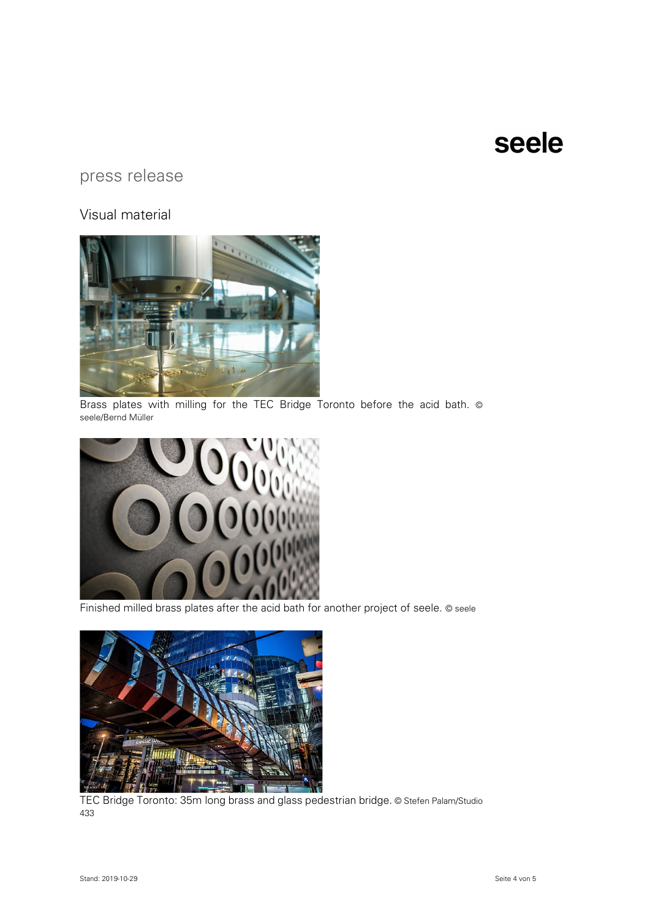seele

press release

## Visual material

Brass plates with milling for the TEC Bridge Toronto before the acid bath. © seele/Bernd Müller

Finished milled brass plates after the acid bath for another project of seele. © seele

TEC Bridge Toronto: 35m long brass and glass pedestrian bridge. © Stefen Palam/Studio 433

Stand: 2019-10-29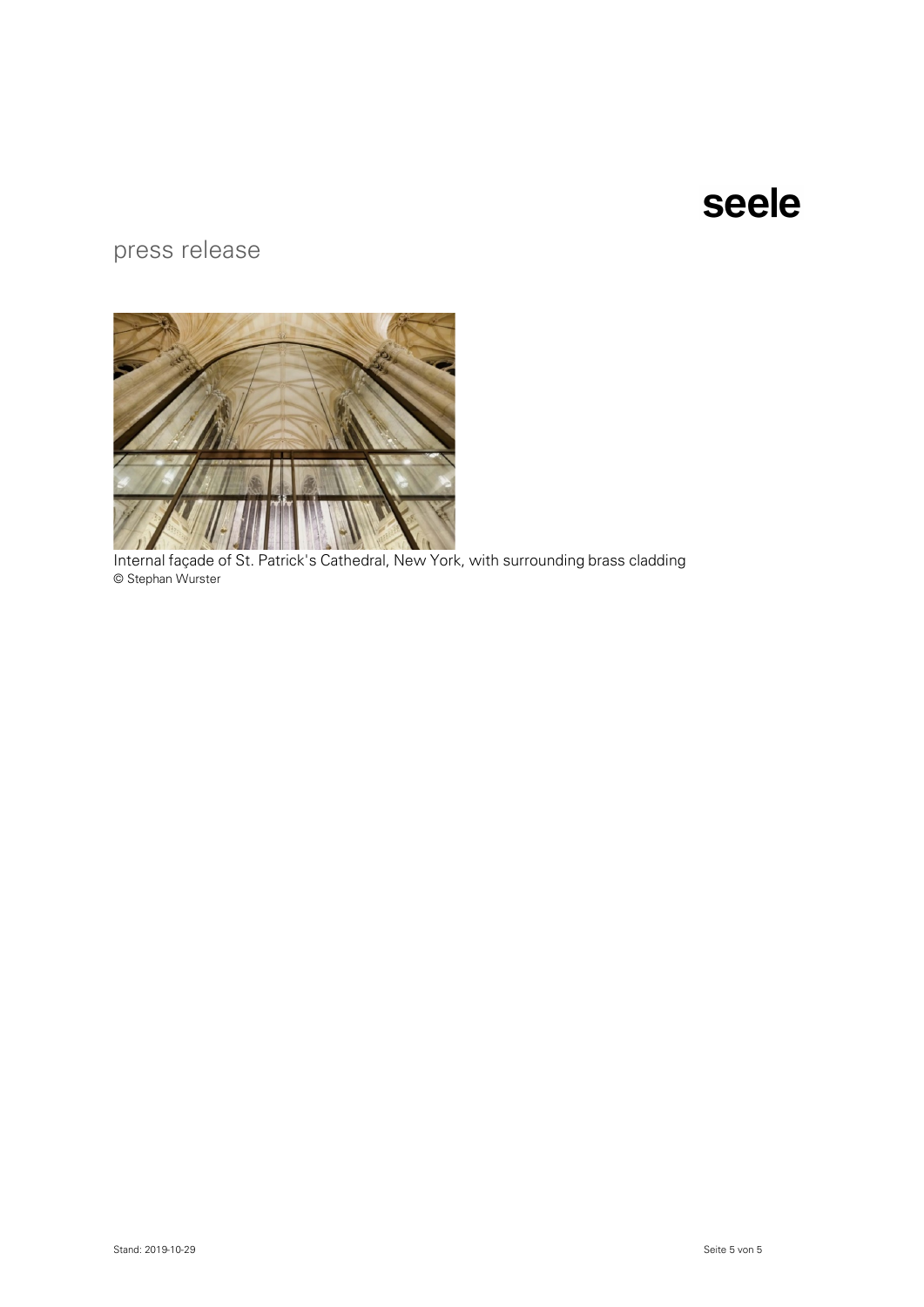seele

press release

Internal façade of St. Patrick's Cathedral, New York, with surrounding brass cladding
© Stephan Wurster